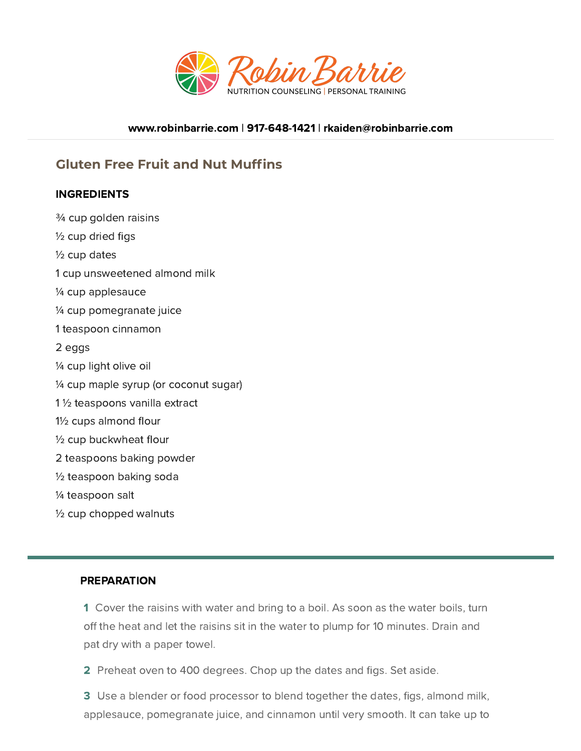Robin Barrie

NUTRITION COUNSELING | PERSONAL TRAINING

**www.robinbarrie.com | 917-648-1421 | rkaiden@robinbarrie.com**

## Gluten Free Fruit and Nut Muffins

### INGREDIENTS

¾ cup golden raisins

½ cup dried figs

½ cup dates

1 cup unsweetened almond milk

¼ cup applesauce

¼ cup pomegranate juice

1 teaspoon cinnamon

2 eggs

¼ cup light olive oil

¼ cup maple syrup (or coconut sugar)

1 ½ teaspoons vanilla extract

1½ cups almond flour

½ cup buckwheat flour

2 teaspoons baking powder

½ teaspoon baking soda

¼ teaspoon salt

½ cup chopped walnuts

### PREPARATION

**1** Cover the raisins with water and bring to a boil. As soon as the water boils, turn off the heat and let the raisins sit in the water to plump for 10 minutes. Drain and pat dry with a paper towel.

**2** Preheat oven to 400 degrees. Chop up the dates and figs. Set aside.

**3** Use a blender or food processor to blend together the dates, figs, almond milk, applesauce, pomegranate juice, and cinnamon until very smooth. It can take up to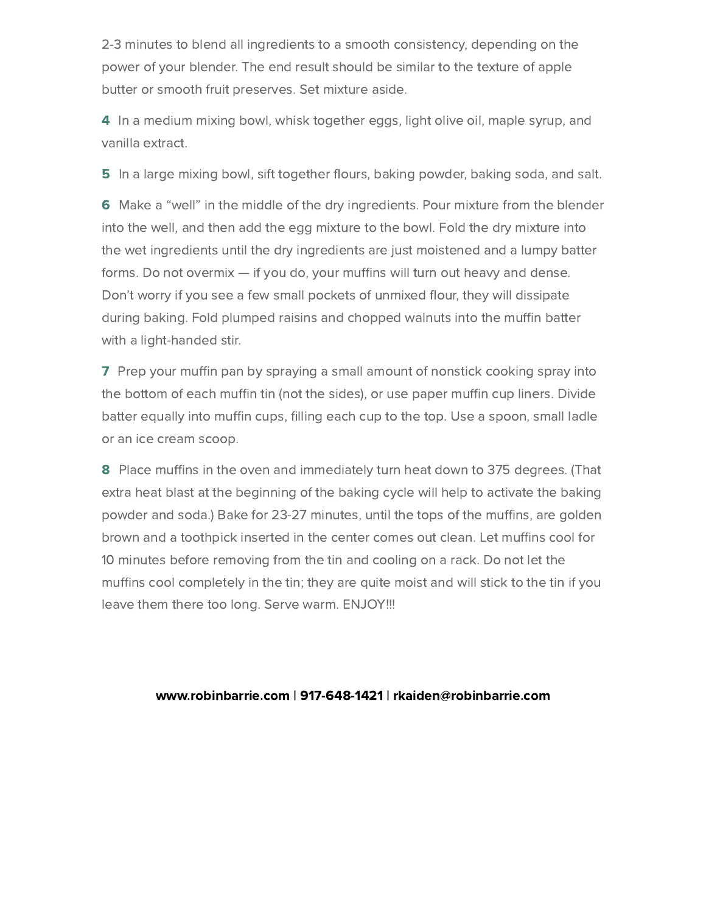2-3 minutes to blend all ingredients to a smooth consistency, depending on the power of your blender. The end result should be similar to the texture of apple butter or smooth fruit preserves. Set mixture aside.

**4** In a medium mixing bowl, whisk together eggs, light olive oil, maple syrup, and vanilla extract.

**5** In a large mixing bowl, sift together flours, baking powder, baking soda, and salt.

**6** Make a "well" in the middle of the dry ingredients. Pour mixture from the blender into the well, and then add the egg mixture to the bowl. Fold the dry mixture into the wet ingredients until the dry ingredients are just moistened and a lumpy batter forms. Do not overmix — if you do, your muffins will turn out heavy and dense. Don't worry if you see a few small pockets of unmixed flour, they will dissipate during baking. Fold plumped raisins and chopped walnuts into the muffin batter with a light-handed stir.

**7** Prep your muffin pan by spraying a small amount of nonstick cooking spray into the bottom of each muffin tin (not the sides), or use paper muffin cup liners. Divide batter equally into muffin cups, filling each cup to the top. Use a spoon, small ladle or an ice cream scoop.

**8** Place muffins in the oven and immediately turn heat down to 375 degrees. (That extra heat blast at the beginning of the baking cycle will help to activate the baking powder and soda.) Bake for 23-27 minutes, until the tops of the muffins, are golden brown and a toothpick inserted in the center comes out clean. Let muffins cool for 10 minutes before removing from the tin and cooling on a rack. Do not let the muffins cool completely in the tin; they are quite moist and will stick to the tin if you leave them there too long. Serve warm. ENJOY!!!

**www.robinbarrie.com | 917-648-1421 | rkaiden@robinbarrie.com**